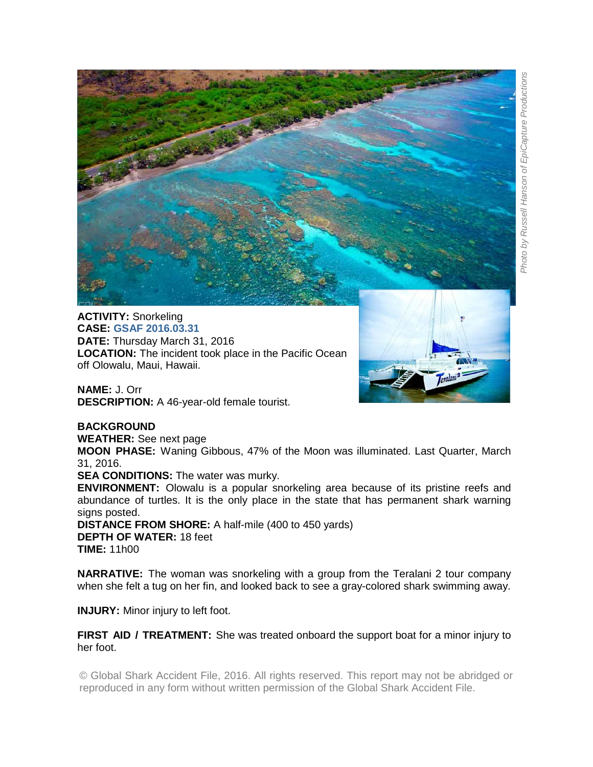*Photo by Russell Hanson of EpiCapture Productions*

**ACTIVITY:** Snorkeling
**CASE:** **GSAF 2016.03.31**
**DATE:** Thursday March 31, 2016
**LOCATION:** The incident took place in the Pacific Ocean off Olowalu, Maui, Hawaii.

**NAME:** J. Orr
**DESCRIPTION:** A 46-year-old female tourist.

**BACKGROUND**
**WEATHER:** See next page
**MOON PHASE:** Waning Gibbous, 47% of the Moon was illuminated. Last Quarter, March 31, 2016.
**SEA CONDITIONS:** The water was murky.
**ENVIRONMENT:** Olowalu is a popular snorkeling area because of its pristine reefs and abundance of turtles. It is the only place in the state that has permanent shark warning signs posted.
**DISTANCE FROM SHORE:** A half-mile (400 to 450 yards)
**DEPTH OF WATER:** 18 feet
**TIME:** 11h00

**NARRATIVE:** The woman was snorkeling with a group from the Teralani 2 tour company when she felt a tug on her fin, and looked back to see a gray-colored shark swimming away.

**INJURY:** Minor injury to left foot.

**FIRST AID / TREATMENT:** She was treated onboard the support boat for a minor injury to her foot.

© Global Shark Accident File, 2016. All rights reserved. This report may not be abridged or reproduced in any form without written permission of the Global Shark Accident File.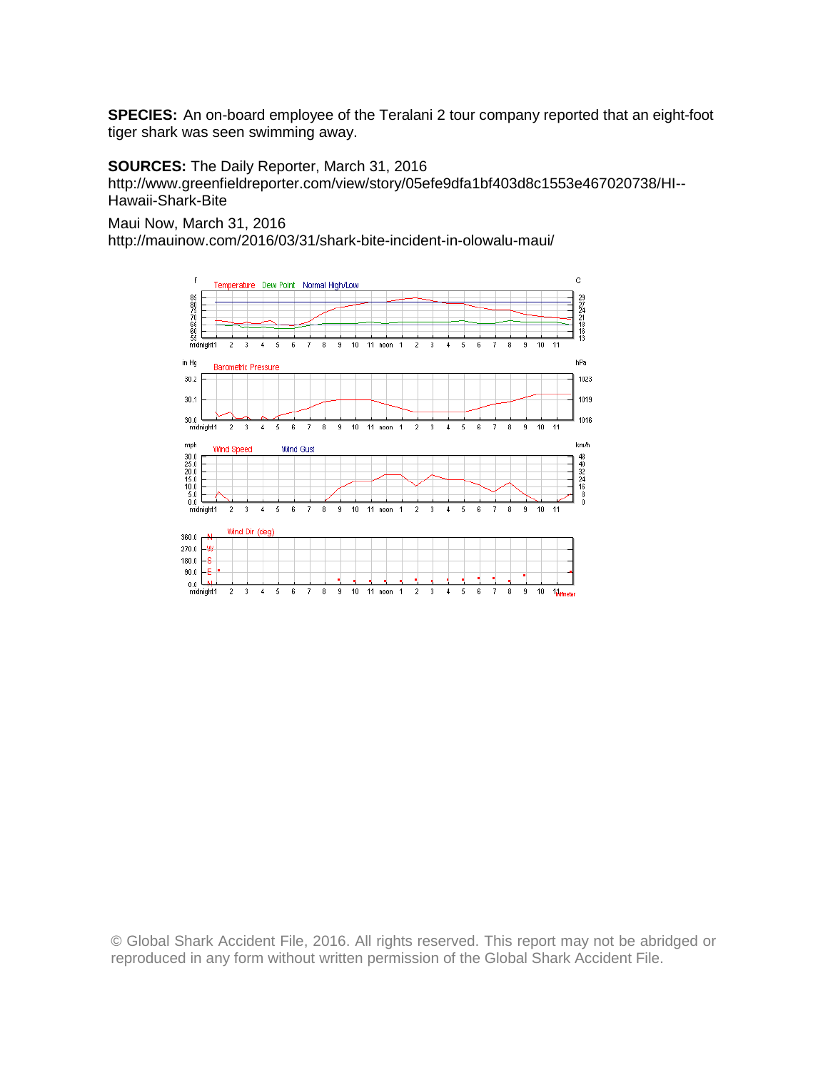**SPECIES:** An on-board employee of the Teralani 2 tour company reported that an eight-foot tiger shark was seen swimming away.

**SOURCES:** The Daily Reporter, March 31, 2016
http://www.greenfieldreporter.com/view/story/05efe9dfa1bf403d8c1553e467020738/HI--Hawaii-Shark-Bite

Maui Now, March 31, 2016
http://mauinow.com/2016/03/31/shark-bite-incident-in-olowalu-maui/

F
Temperature Dew Point Normal High/Low
C
85 80 75 70 65 60 55
29 27 24 21 18 16 13
midnight 1 2 3 4 5 6 7 8 9 10 11 noon 1 2 3 4 5 6 7 8 9 10 11

in Hg
Barometric Pressure
hPa
30.2 30.1 30.0
1023 1019 1016
midnight 1 2 3 4 5 6 7 8 9 10 11 noon 1 2 3 4 5 6 7 8 9 10 11

mph
Wind Speed Wind Gust
km/h
30.0 25.0 20.0 15.0 10.0 5.0 0.0
48 40 32 24 16 8 0
midnight 1 2 3 4 5 6 7 8 9 10 11 noon 1 2 3 4 5 6 7 8 9 10 11

Wind Dir (deg)
360.0 270.0 180.0 90.0 0.0
N W S E N
midnight 1 2 3 4 5 6 7 8 9 10 11 noon 1 2 3 4 5 6 7 8 9 10 11

© Global Shark Accident File, 2016. All rights reserved. This report may not be abridged or reproduced in any form without written permission of the Global Shark Accident File.